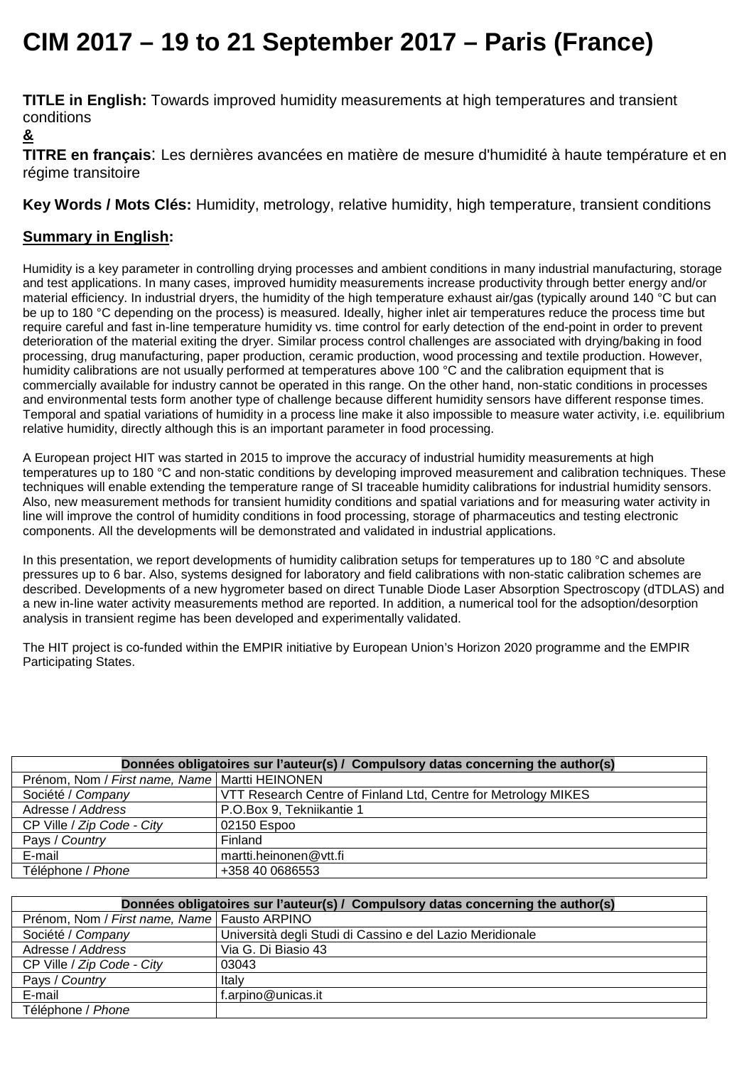# CIM 2017 – 19 to 21 September 2017 – Paris (France)

**TITLE in English:** Towards improved humidity measurements at high temperatures and transient conditions

**&**

**TITRE en français**: Les dernières avancées en matière de mesure d'humidité à haute température et en régime transitoire

**Key Words / Mots Clés:** Humidity, metrology, relative humidity, high temperature, transient conditions

## Summary in English:

Humidity is a key parameter in controlling drying processes and ambient conditions in many industrial manufacturing, storage and test applications. In many cases, improved humidity measurements increase productivity through better energy and/or material efficiency. In industrial dryers, the humidity of the high temperature exhaust air/gas (typically around 140 °C but can be up to 180 °C depending on the process) is measured. Ideally, higher inlet air temperatures reduce the process time but require careful and fast in-line temperature humidity vs. time control for early detection of the end-point in order to prevent deterioration of the material exiting the dryer. Similar process control challenges are associated with drying/baking in food processing, drug manufacturing, paper production, ceramic production, wood processing and textile production. However, humidity calibrations are not usually performed at temperatures above 100 °C and the calibration equipment that is commercially available for industry cannot be operated in this range. On the other hand, non-static conditions in processes and environmental tests form another type of challenge because different humidity sensors have different response times. Temporal and spatial variations of humidity in a process line make it also impossible to measure water activity, i.e. equilibrium relative humidity, directly although this is an important parameter in food processing.

A European project HIT was started in 2015 to improve the accuracy of industrial humidity measurements at high temperatures up to 180 °C and non-static conditions by developing improved measurement and calibration techniques. These techniques will enable extending the temperature range of SI traceable humidity calibrations for industrial humidity sensors. Also, new measurement methods for transient humidity conditions and spatial variations and for measuring water activity in line will improve the control of humidity conditions in food processing, storage of pharmaceutics and testing electronic components. All the developments will be demonstrated and validated in industrial applications.

In this presentation, we report developments of humidity calibration setups for temperatures up to 180 °C and absolute pressures up to 6 bar. Also, systems designed for laboratory and field calibrations with non-static calibration schemes are described. Developments of a new hygrometer based on direct Tunable Diode Laser Absorption Spectroscopy (dTDLAS) and a new in-line water activity measurements method are reported. In addition, a numerical tool for the adsoption/desorption analysis in transient regime has been developed and experimentally validated.

The HIT project is co-funded within the EMPIR initiative by European Union's Horizon 2020 programme and the EMPIR Participating States.

| **Données obligatoires sur l'auteur(s) / Compulsory datas concerning the author(s)** | |
|---|---|
| Prénom, Nom / *First name, Name* | Martti HEINONEN |
| Société / *Company* | VTT Research Centre of Finland Ltd, Centre for Metrology MIKES |
| Adresse / *Address* | P.O.Box 9, Tekniikantie 1 |
| CP Ville / *Zip Code - City* | 02150 Espoo |
| Pays / *Country* | Finland |
| E-mail | martti.heinonen@vtt.fi |
| Téléphone / *Phone* | +358 40 0686553 |

| **Données obligatoires sur l'auteur(s) / Compulsory datas concerning the author(s)** | |
|---|---|
| Prénom, Nom / *First name, Name* | Fausto ARPINO |
| Société / *Company* | Università degli Studi di Cassino e del Lazio Meridionale |
| Adresse / *Address* | Via G. Di Biasio 43 |
| CP Ville / *Zip Code - City* | 03043 |
| Pays / *Country* | Italy |
| E-mail | f.arpino@unicas.it |
| Téléphone / *Phone* | |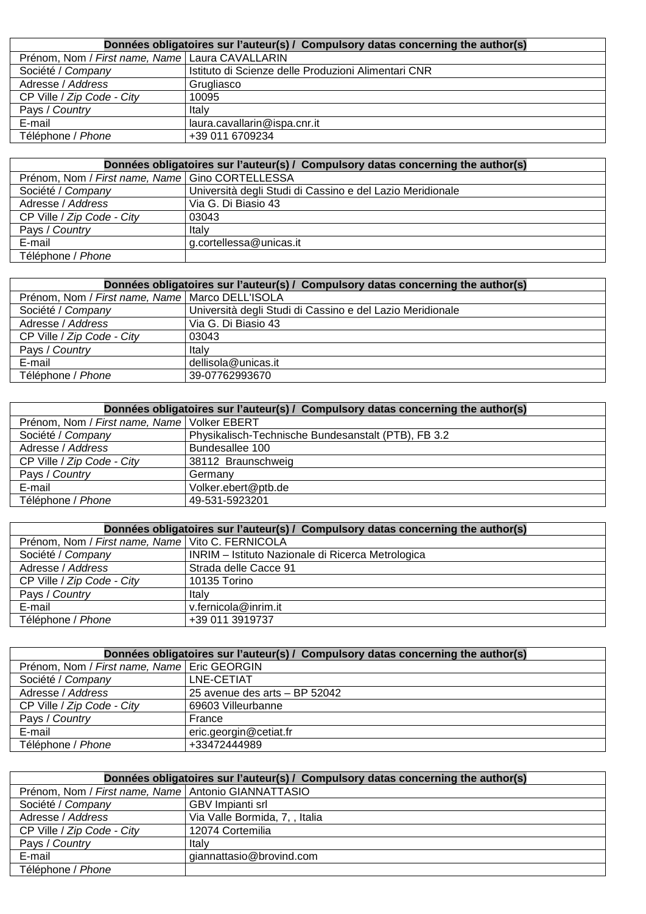| Données obligatoires sur l'auteur(s) / Compulsory datas concerning the author(s) | |
|---|---|
| Prénom, Nom / *First name, Name* | Laura CAVALLARIN |
| Société / *Company* | Istituto di Scienze delle Produzioni Alimentari CNR |
| Adresse / *Address* | Grugliasco |
| CP Ville / *Zip Code - City* | 10095 |
| Pays / *Country* | Italy |
| E-mail | laura.cavallarin@ispa.cnr.it |
| Téléphone / *Phone* | +39 011 6709234 |

| Données obligatoires sur l'auteur(s) / Compulsory datas concerning the author(s) | |
|---|---|
| Prénom, Nom / *First name, Name* | Gino CORTELLESSA |
| Société / *Company* | Università degli Studi di Cassino e del Lazio Meridionale |
| Adresse / *Address* | Via G. Di Biasio 43 |
| CP Ville / *Zip Code - City* | 03043 |
| Pays / *Country* | Italy |
| E-mail | g.cortellessa@unicas.it |
| Téléphone / *Phone* | |

| Données obligatoires sur l'auteur(s) / Compulsory datas concerning the author(s) | |
|---|---|
| Prénom, Nom / *First name, Name* | Marco DELL'ISOLA |
| Société / *Company* | Università degli Studi di Cassino e del Lazio Meridionale |
| Adresse / *Address* | Via G. Di Biasio 43 |
| CP Ville / *Zip Code - City* | 03043 |
| Pays / *Country* | Italy |
| E-mail | dellisola@unicas.it |
| Téléphone / *Phone* | 39-07762993670 |

| Données obligatoires sur l'auteur(s) / Compulsory datas concerning the author(s) | |
|---|---|
| Prénom, Nom / *First name, Name* | Volker EBERT |
| Société / *Company* | Physikalisch-Technische Bundesanstalt (PTB), FB 3.2 |
| Adresse / *Address* | Bundesallee 100 |
| CP Ville / *Zip Code - City* | 38112 Braunschweig |
| Pays / *Country* | Germany |
| E-mail | Volker.ebert@ptb.de |
| Téléphone / *Phone* | 49-531-5923201 |

| Données obligatoires sur l'auteur(s) / Compulsory datas concerning the author(s) | |
|---|---|
| Prénom, Nom / *First name, Name* | Vito C. FERNICOLA |
| Société / *Company* | INRIM – Istituto Nazionale di Ricerca Metrologica |
| Adresse / *Address* | Strada delle Cacce 91 |
| CP Ville / *Zip Code - City* | 10135 Torino |
| Pays / *Country* | Italy |
| E-mail | v.fernicola@inrim.it |
| Téléphone / *Phone* | +39 011 3919737 |

| Données obligatoires sur l'auteur(s) / Compulsory datas concerning the author(s) | |
|---|---|
| Prénom, Nom / *First name, Name* | Eric GEORGIN |
| Société / *Company* | LNE-CETIAT |
| Adresse / *Address* | 25 avenue des arts – BP 52042 |
| CP Ville / *Zip Code - City* | 69603 Villeurbanne |
| Pays / *Country* | France |
| E-mail | eric.georgin@cetiat.fr |
| Téléphone / *Phone* | +33472444989 |

| Données obligatoires sur l'auteur(s) / Compulsory datas concerning the author(s) | |
|---|---|
| Prénom, Nom / *First name, Name* | Antonio GIANNATTASIO |
| Société / *Company* | GBV Impianti srl |
| Adresse / *Address* | Via Valle Bormida, 7, , Italia |
| CP Ville / *Zip Code - City* | 12074 Cortemilia |
| Pays / *Country* | Italy |
| E-mail | giannattasio@brovind.com |
| Téléphone / *Phone* | |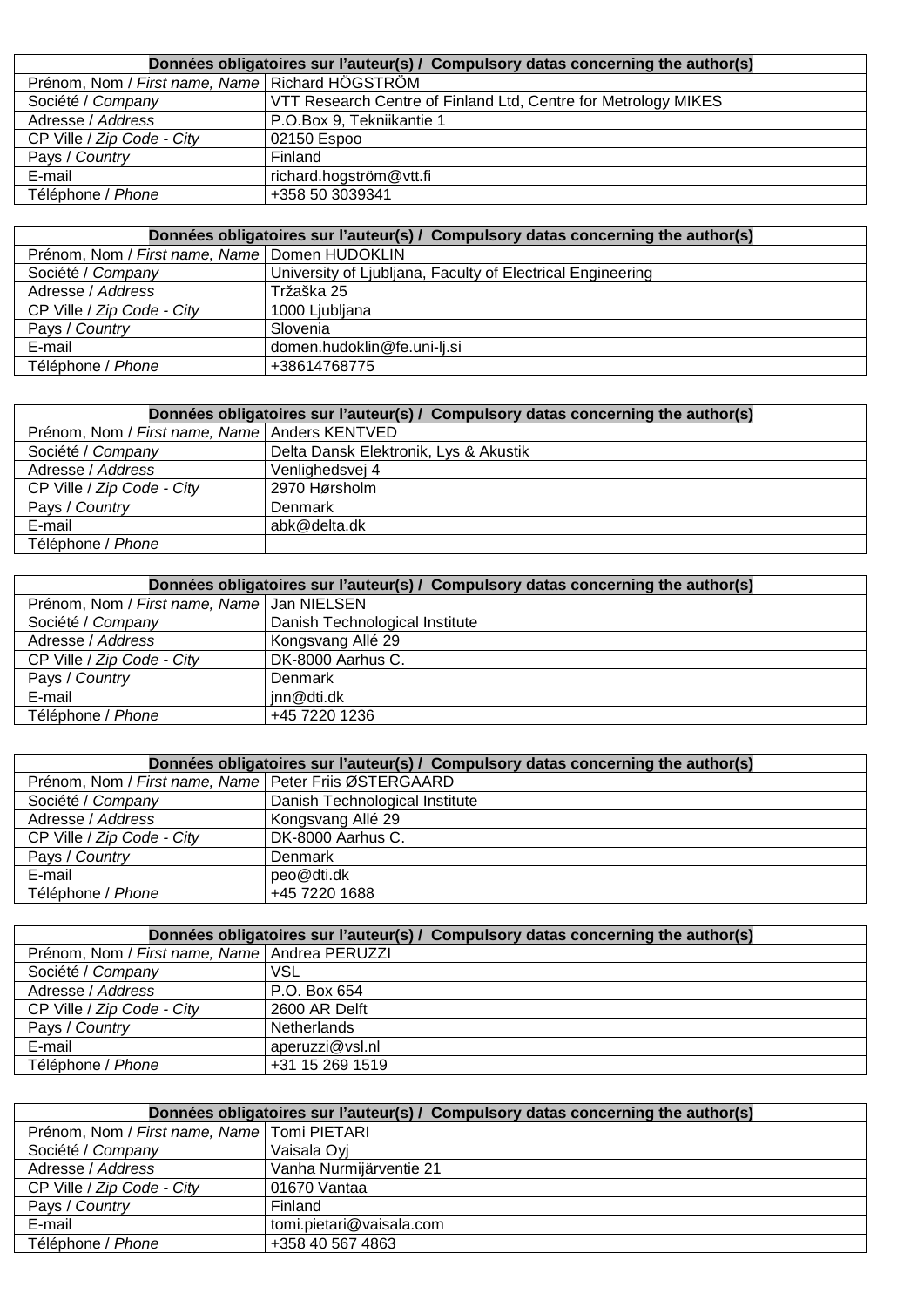| **Données obligatoires sur l'auteur(s) / Compulsory datas concerning the author(s)** | |
|---|---|
| Prénom, Nom / *First name, Name* | Richard HÖGSTRÖM |
| Société / *Company* | VTT Research Centre of Finland Ltd, Centre for Metrology MIKES |
| Adresse / *Address* | P.O.Box 9, Tekniikantie 1 |
| CP Ville / *Zip Code - City* | 02150 Espoo |
| Pays / *Country* | Finland |
| E-mail | richard.hogström@vtt.fi |
| Téléphone / *Phone* | +358 50 3039341 |

| **Données obligatoires sur l'auteur(s) / Compulsory datas concerning the author(s)** | |
|---|---|
| Prénom, Nom / *First name, Name* | Domen HUDOKLIN |
| Société / *Company* | University of Ljubljana, Faculty of Electrical Engineering |
| Adresse / *Address* | Tržaška 25 |
| CP Ville / *Zip Code - City* | 1000 Ljubljana |
| Pays / *Country* | Slovenia |
| E-mail | domen.hudoklin@fe.uni-lj.si |
| Téléphone / *Phone* | +38614768775 |

| **Données obligatoires sur l'auteur(s) / Compulsory datas concerning the author(s)** | |
|---|---|
| Prénom, Nom / *First name, Name* | Anders KENTVED |
| Société / *Company* | Delta Dansk Elektronik, Lys & Akustik |
| Adresse / *Address* | Venlighedsvej 4 |
| CP Ville / *Zip Code - City* | 2970 Hørsholm |
| Pays / *Country* | Denmark |
| E-mail | abk@delta.dk |
| Téléphone / *Phone* | |

| **Données obligatoires sur l'auteur(s) / Compulsory datas concerning the author(s)** | |
|---|---|
| Prénom, Nom / *First name, Name* | Jan NIELSEN |
| Société / *Company* | Danish Technological Institute |
| Adresse / *Address* | Kongsvang Allé 29 |
| CP Ville / *Zip Code - City* | DK-8000 Aarhus C. |
| Pays / *Country* | Denmark |
| E-mail | jnn@dti.dk |
| Téléphone / *Phone* | +45 7220 1236 |

| **Données obligatoires sur l'auteur(s) / Compulsory datas concerning the author(s)** | |
|---|---|
| Prénom, Nom / *First name, Name* | Peter Friis ØSTERGAARD |
| Société / *Company* | Danish Technological Institute |
| Adresse / *Address* | Kongsvang Allé 29 |
| CP Ville / *Zip Code - City* | DK-8000 Aarhus C. |
| Pays / *Country* | Denmark |
| E-mail | peo@dti.dk |
| Téléphone / *Phone* | +45 7220 1688 |

| **Données obligatoires sur l'auteur(s) / Compulsory datas concerning the author(s)** | |
|---|---|
| Prénom, Nom / *First name, Name* | Andrea PERUZZI |
| Société / *Company* | VSL |
| Adresse / *Address* | P.O. Box 654 |
| CP Ville / *Zip Code - City* | 2600 AR Delft |
| Pays / *Country* | Netherlands |
| E-mail | aperuzzi@vsl.nl |
| Téléphone / *Phone* | +31 15 269 1519 |

| **Données obligatoires sur l'auteur(s) / Compulsory datas concerning the author(s)** | |
|---|---|
| Prénom, Nom / *First name, Name* | Tomi PIETARI |
| Société / *Company* | Vaisala Oyj |
| Adresse / *Address* | Vanha Nurmijärventie 21 |
| CP Ville / *Zip Code - City* | 01670 Vantaa |
| Pays / *Country* | Finland |
| E-mail | tomi.pietari@vaisala.com |
| Téléphone / *Phone* | +358 40 567 4863 |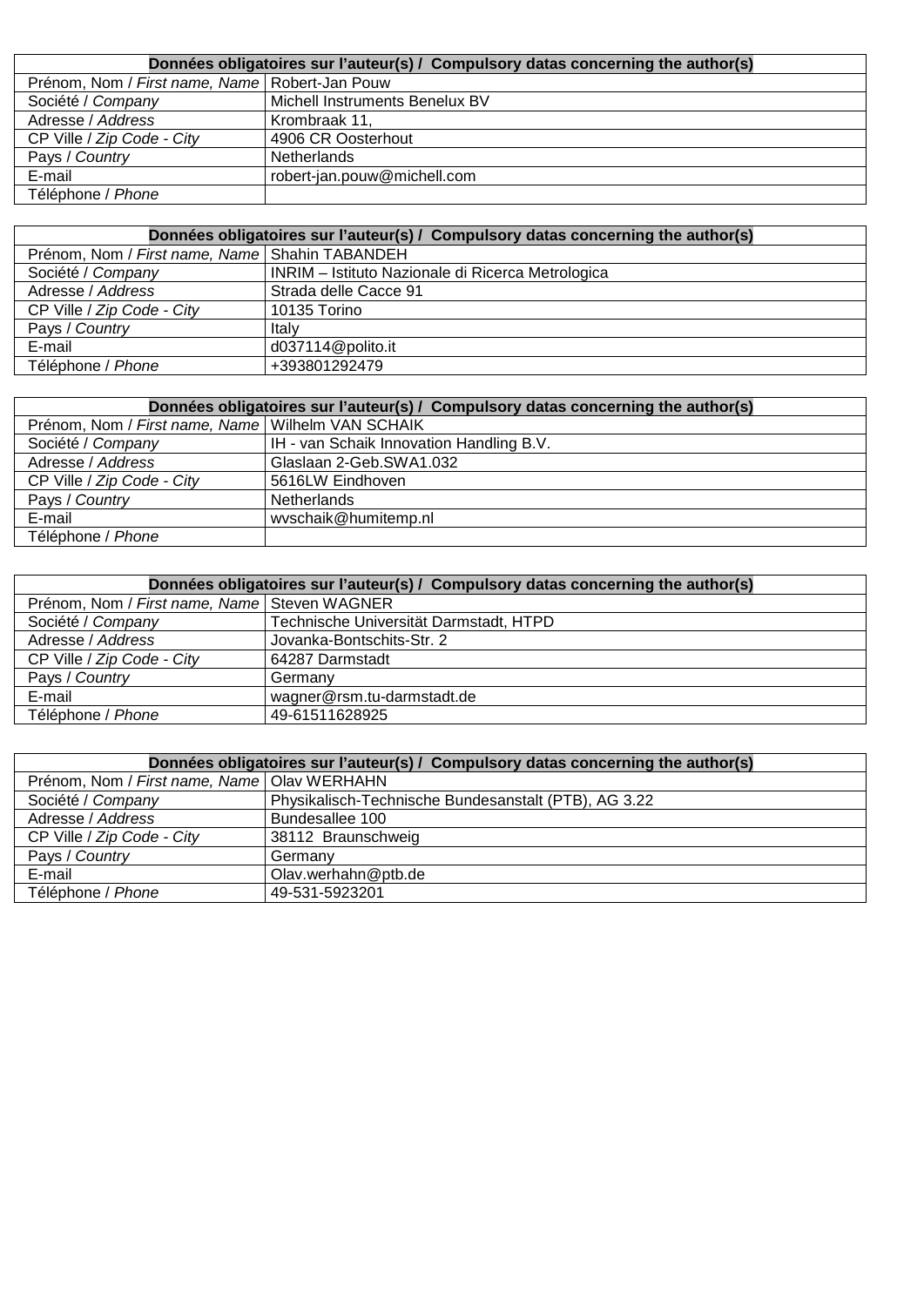| **Données obligatoires sur l'auteur(s) / Compulsory datas concerning the author(s)** | |
|---|---|
| Prénom, Nom / *First name, Name* | Robert-Jan Pouw |
| Société / *Company* | Michell Instruments Benelux BV |
| Adresse / *Address* | Krombraak 11, |
| CP Ville / *Zip Code - City* | 4906 CR Oosterhout |
| Pays / *Country* | Netherlands |
| E-mail | robert-jan.pouw@michell.com |
| Téléphone / *Phone* | |

| **Données obligatoires sur l'auteur(s) / Compulsory datas concerning the author(s)** | |
|---|---|
| Prénom, Nom / *First name, Name* | Shahin TABANDEH |
| Société / *Company* | INRIM – Istituto Nazionale di Ricerca Metrologica |
| Adresse / *Address* | Strada delle Cacce 91 |
| CP Ville / *Zip Code - City* | 10135 Torino |
| Pays / *Country* | Italy |
| E-mail | d037114@polito.it |
| Téléphone / *Phone* | +393801292479 |

| **Données obligatoires sur l'auteur(s) / Compulsory datas concerning the author(s)** | |
|---|---|
| Prénom, Nom / *First name, Name* | Wilhelm VAN SCHAIK |
| Société / *Company* | IH - van Schaik Innovation Handling B.V. |
| Adresse / *Address* | Glaslaan 2-Geb.SWA1.032 |
| CP Ville / *Zip Code - City* | 5616LW Eindhoven |
| Pays / *Country* | Netherlands |
| E-mail | wvschaik@humitemp.nl |
| Téléphone / *Phone* | |

| **Données obligatoires sur l'auteur(s) / Compulsory datas concerning the author(s)** | |
|---|---|
| Prénom, Nom / *First name, Name* | Steven WAGNER |
| Société / *Company* | Technische Universität Darmstadt, HTPD |
| Adresse / *Address* | Jovanka-Bontschits-Str. 2 |
| CP Ville / *Zip Code - City* | 64287 Darmstadt |
| Pays / *Country* | Germany |
| E-mail | wagner@rsm.tu-darmstadt.de |
| Téléphone / *Phone* | 49-61511628925 |

| **Données obligatoires sur l'auteur(s) / Compulsory datas concerning the author(s)** | |
|---|---|
| Prénom, Nom / *First name, Name* | Olav WERHAHN |
| Société / *Company* | Physikalisch-Technische Bundesanstalt (PTB), AG 3.22 |
| Adresse / *Address* | Bundesallee 100 |
| CP Ville / *Zip Code - City* | 38112 Braunschweig |
| Pays / *Country* | Germany |
| E-mail | Olav.werhahn@ptb.de |
| Téléphone / *Phone* | 49-531-5923201 |